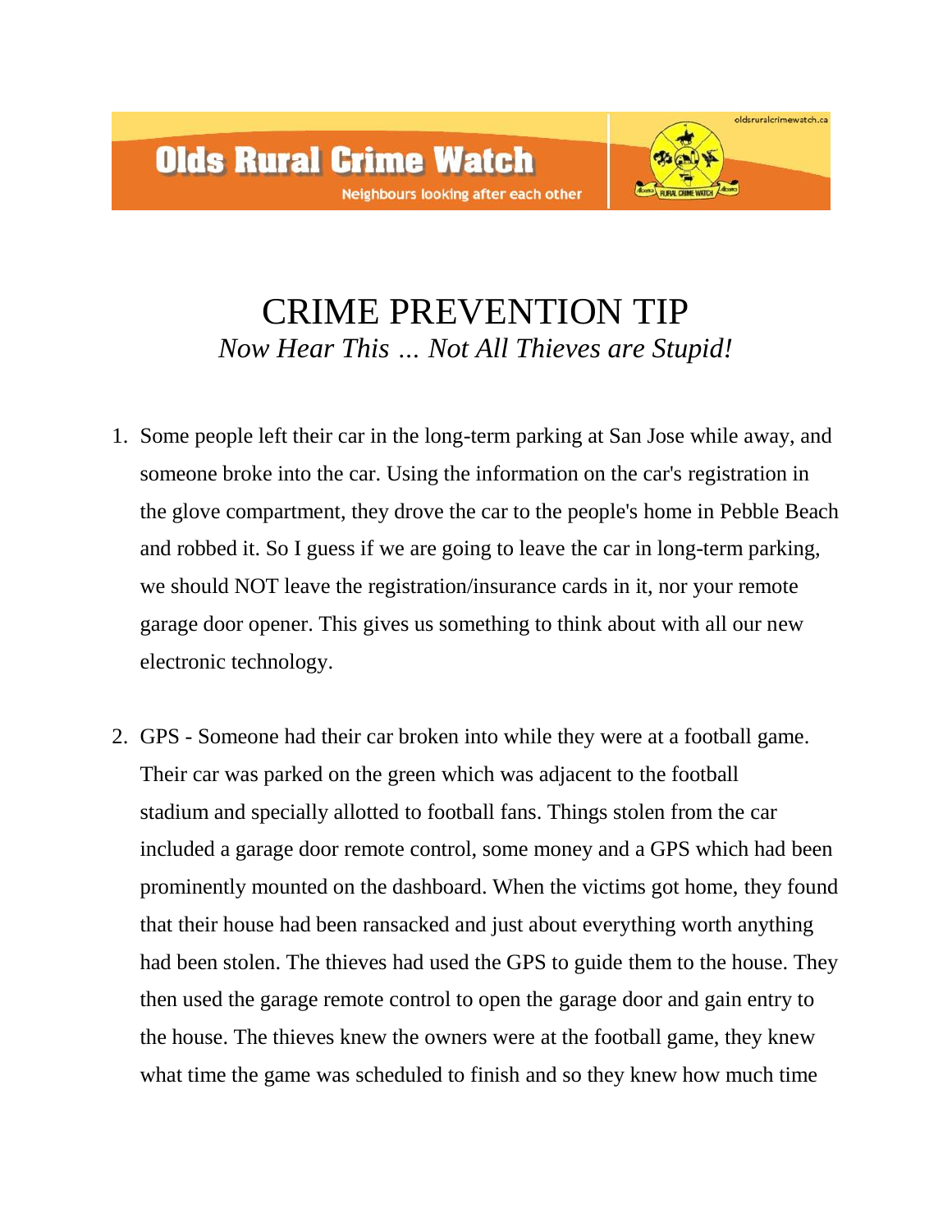# Olds Rural Crime Watch

Neighbours looking after each other

oldsruralcrimewatch.ca

## CRIME PREVENTION TIP

*Now Hear This … Not All Thieves are Stupid!*

1. Some people left their car in the long-term parking at San Jose while away, and someone broke into the car. Using the information on the car's registration in the glove compartment, they drove the car to the people's home in Pebble Beach and robbed it. So I guess if we are going to leave the car in long-term parking, we should NOT leave the registration/insurance cards in it, nor your remote garage door opener. This gives us something to think about with all our new electronic technology.

2. GPS - Someone had their car broken into while they were at a football game. Their car was parked on the green which was adjacent to the football stadium and specially allotted to football fans. Things stolen from the car included a garage door remote control, some money and a GPS which had been prominently mounted on the dashboard. When the victims got home, they found that their house had been ransacked and just about everything worth anything had been stolen. The thieves had used the GPS to guide them to the house. They then used the garage remote control to open the garage door and gain entry to the house. The thieves knew the owners were at the football game, they knew what time the game was scheduled to finish and so they knew how much time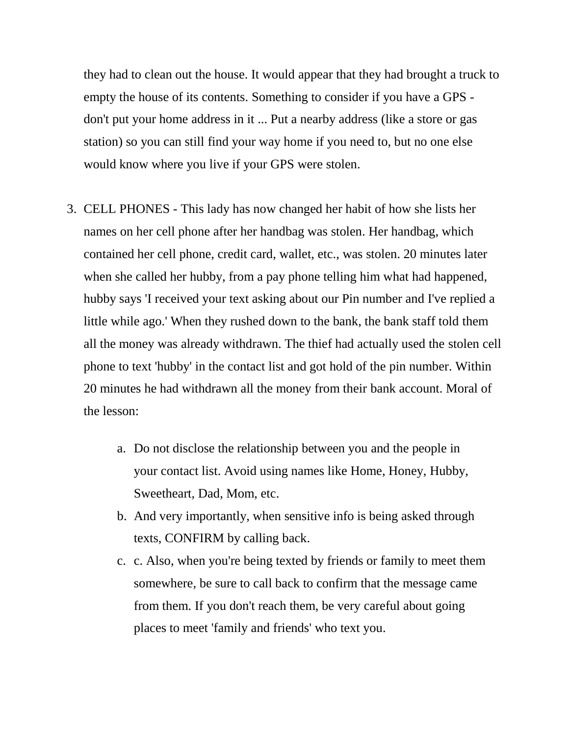they had to clean out the house. It would appear that they had brought a truck to empty the house of its contents. Something to consider if you have a GPS - don't put your home address in it ... Put a nearby address (like a store or gas station) so you can still find your way home if you need to, but no one else would know where you live if your GPS were stolen.

3. CELL PHONES - This lady has now changed her habit of how she lists her names on her cell phone after her handbag was stolen. Her handbag, which contained her cell phone, credit card, wallet, etc., was stolen. 20 minutes later when she called her hubby, from a pay phone telling him what had happened, hubby says 'I received your text asking about our Pin number and I've replied a little while ago.' When they rushed down to the bank, the bank staff told them all the money was already withdrawn. The thief had actually used the stolen cell phone to text 'hubby' in the contact list and got hold of the pin number. Within 20 minutes he had withdrawn all the money from their bank account. Moral of the lesson:

    a. Do not disclose the relationship between you and the people in your contact list. Avoid using names like Home, Honey, Hubby, Sweetheart, Dad, Mom, etc.
    b. And very importantly, when sensitive info is being asked through texts, CONFIRM by calling back.
    c. c. Also, when you're being texted by friends or family to meet them somewhere, be sure to call back to confirm that the message came from them. If you don't reach them, be very careful about going places to meet 'family and friends' who text you.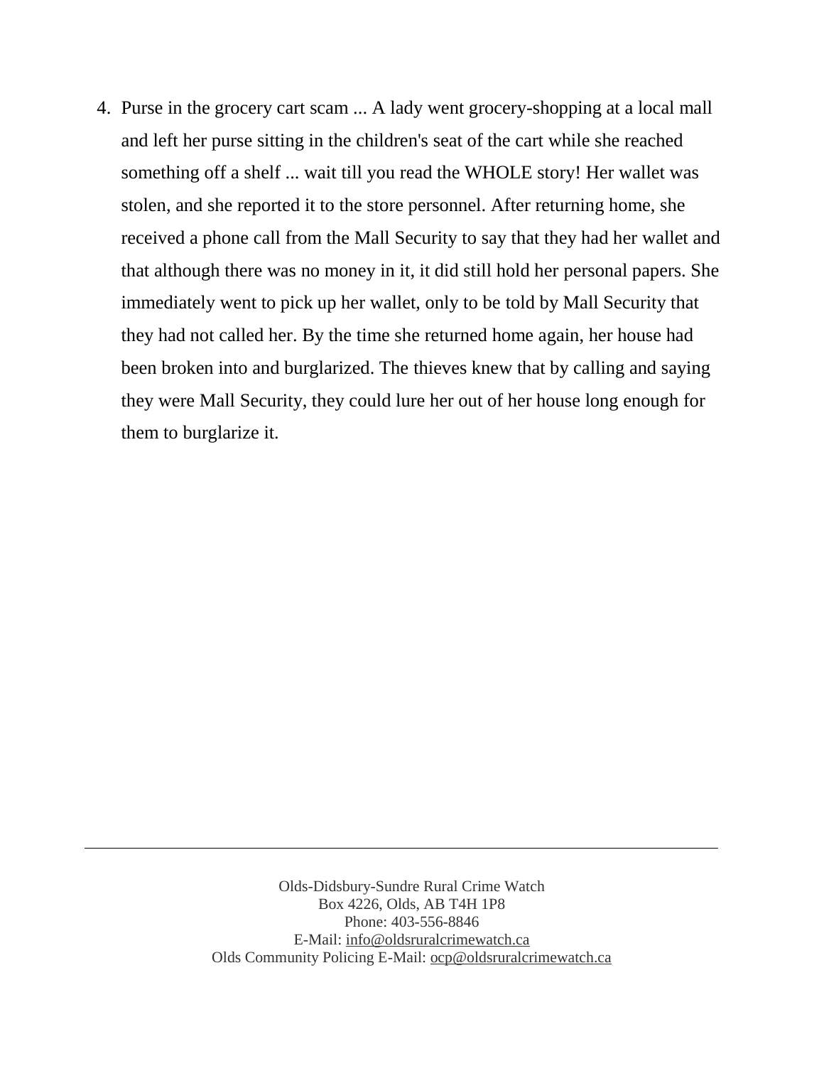4. Purse in the grocery cart scam ... A lady went grocery-shopping at a local mall and left her purse sitting in the children's seat of the cart while she reached something off a shelf ... wait till you read the WHOLE story! Her wallet was stolen, and she reported it to the store personnel. After returning home, she received a phone call from the Mall Security to say that they had her wallet and that although there was no money in it, it did still hold her personal papers. She immediately went to pick up her wallet, only to be told by Mall Security that they had not called her. By the time she returned home again, her house had been broken into and burglarized. The thieves knew that by calling and saying they were Mall Security, they could lure her out of her house long enough for them to burglarize it.